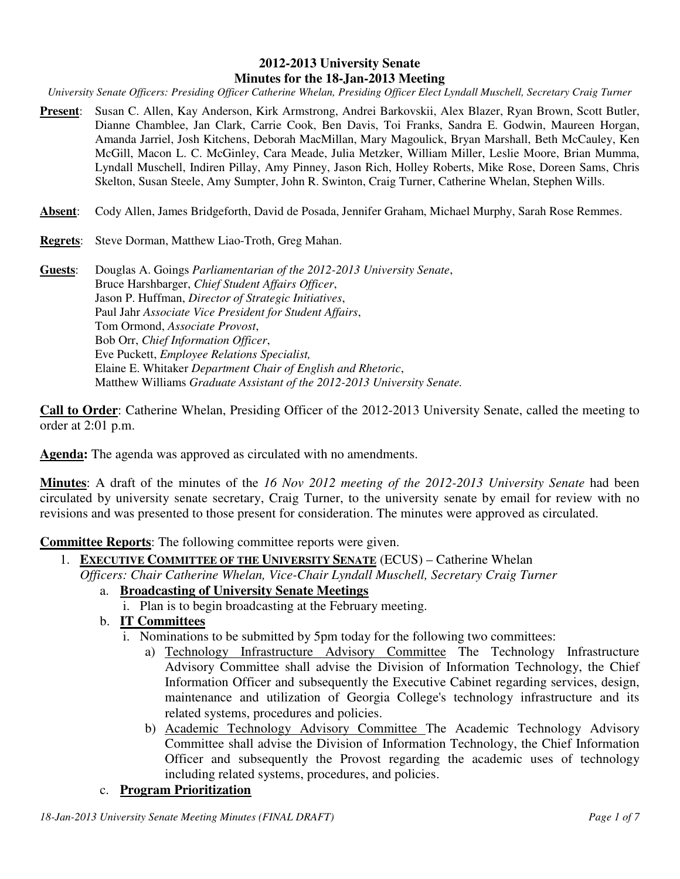# 2012-2013 University Senate
## Minutes for the 18-Jan-2013 Meeting

*University Senate Officers: Presiding Officer Catherine Whelan, Presiding Officer Elect Lyndall Muschell, Secretary Craig Turner*

**Present**: Susan C. Allen, Kay Anderson, Kirk Armstrong, Andrei Barkovskii, Alex Blazer, Ryan Brown, Scott Butler, Dianne Chamblee, Jan Clark, Carrie Cook, Ben Davis, Toi Franks, Sandra E. Godwin, Maureen Horgan, Amanda Jarriel, Josh Kitchens, Deborah MacMillan, Mary Magoulick, Bryan Marshall, Beth McCauley, Ken McGill, Macon L. C. McGinley, Cara Meade, Julia Metzker, William Miller, Leslie Moore, Brian Mumma, Lyndall Muschell, Indiren Pillay, Amy Pinney, Jason Rich, Holley Roberts, Mike Rose, Doreen Sams, Chris Skelton, Susan Steele, Amy Sumpter, John R. Swinton, Craig Turner, Catherine Whelan, Stephen Wills.

**Absent**: Cody Allen, James Bridgeforth, David de Posada, Jennifer Graham, Michael Murphy, Sarah Rose Remmes.

**Regrets**: Steve Dorman, Matthew Liao-Troth, Greg Mahan.

**Guests**: Douglas A. Goings *Parliamentarian of the 2012-2013 University Senate*,
Bruce Harshbarger, *Chief Student Affairs Officer*,
Jason P. Huffman, *Director of Strategic Initiatives*,
Paul Jahr *Associate Vice President for Student Affairs*,
Tom Ormond, *Associate Provost*,
Bob Orr, *Chief Information Officer*,
Eve Puckett, *Employee Relations Specialist,*
Elaine E. Whitaker *Department Chair of English and Rhetoric*,
Matthew Williams *Graduate Assistant of the 2012-2013 University Senate.*

**Call to Order**: Catherine Whelan, Presiding Officer of the 2012-2013 University Senate, called the meeting to order at 2:01 p.m.

**Agenda:** The agenda was approved as circulated with no amendments.

**Minutes**: A draft of the minutes of the *16 Nov 2012 meeting of the 2012-2013 University Senate* had been circulated by university senate secretary, Craig Turner, to the university senate by email for review with no revisions and was presented to those present for consideration. The minutes were approved as circulated.

**Committee Reports**: The following committee reports were given.

1. **EXECUTIVE COMMITTEE OF THE UNIVERSITY SENATE** (ECUS) – Catherine Whelan
   *Officers: Chair Catherine Whelan, Vice-Chair Lyndall Muschell, Secretary Craig Turner*
   a. **Broadcasting of University Senate Meetings**
      i. Plan is to begin broadcasting at the February meeting.
   b. **IT Committees**
      i. Nominations to be submitted by 5pm today for the following two committees:
         a) Technology Infrastructure Advisory Committee The Technology Infrastructure Advisory Committee shall advise the Division of Information Technology, the Chief Information Officer and subsequently the Executive Cabinet regarding services, design, maintenance and utilization of Georgia College's technology infrastructure and its related systems, procedures and policies.
         b) Academic Technology Advisory Committee The Academic Technology Advisory Committee shall advise the Division of Information Technology, the Chief Information Officer and subsequently the Provost regarding the academic uses of technology including related systems, procedures, and policies.
   c. **Program Prioritization**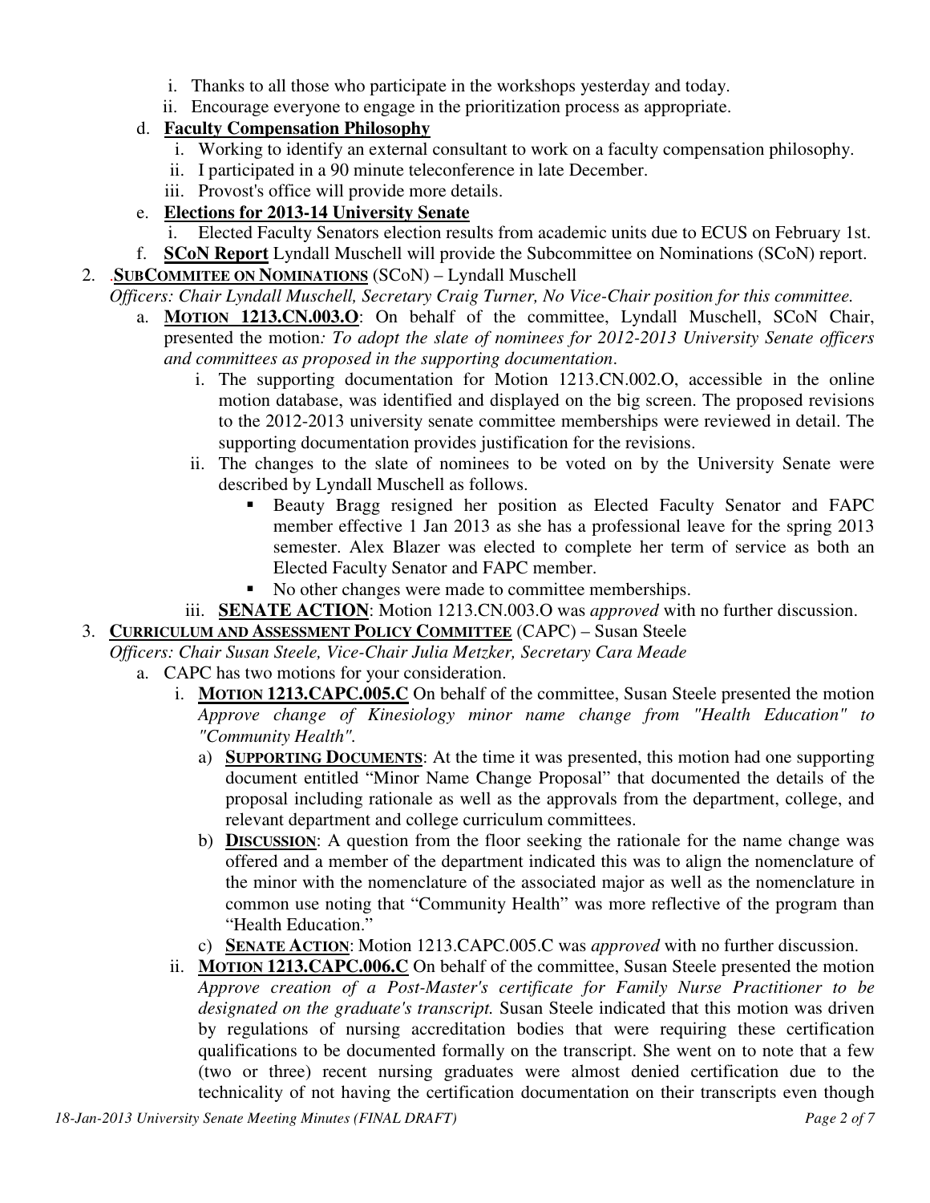i. Thanks to all those who participate in the workshops yesterday and today.
   ii. Encourage everyone to engage in the prioritization process as appropriate.

d. **Faculty Compensation Philosophy**
   i. Working to identify an external consultant to work on a faculty compensation philosophy.
   ii. I participated in a 90 minute teleconference in late December.
   iii. Provost's office will provide more details.

e. **Elections for 2013-14 University Senate**
   i. Elected Faculty Senators election results from academic units due to ECUS on February 1st.

f. **SCoN Report** Lyndall Muschell will provide the Subcommittee on Nominations (SCoN) report.

2. .**SUBCOMMITEE ON NOMINATIONS** (SCoN) – Lyndall Muschell
   *Officers: Chair Lyndall Muschell, Secretary Craig Turner, No Vice-Chair position for this committee.*
   a. **MOTION 1213.CN.003.O**: On behalf of the committee, Lyndall Muschell, SCoN Chair, presented the motion*: To adopt the slate of nominees for 2012-2013 University Senate officers and committees as proposed in the supporting documentation*.
      i. The supporting documentation for Motion 1213.CN.002.O, accessible in the online motion database, was identified and displayed on the big screen. The proposed revisions to the 2012-2013 university senate committee memberships were reviewed in detail. The supporting documentation provides justification for the revisions.
      ii. The changes to the slate of nominees to be voted on by the University Senate were described by Lyndall Muschell as follows.
         - Beauty Bragg resigned her position as Elected Faculty Senator and FAPC member effective 1 Jan 2013 as she has a professional leave for the spring 2013 semester. Alex Blazer was elected to complete her term of service as both an Elected Faculty Senator and FAPC member.
         - No other changes were made to committee memberships.
      iii. **SENATE ACTION**: Motion 1213.CN.003.O was *approved* with no further discussion.

3. **CURRICULUM AND ASSESSMENT POLICY COMMITTEE** (CAPC) – Susan Steele
   *Officers: Chair Susan Steele, Vice-Chair Julia Metzker, Secretary Cara Meade*
   a. CAPC has two motions for your consideration.
      i. **MOTION 1213.CAPC.005.C** On behalf of the committee, Susan Steele presented the motion *Approve change of Kinesiology minor name change from "Health Education" to "Community Health".*
         a) **SUPPORTING DOCUMENTS**: At the time it was presented, this motion had one supporting document entitled "Minor Name Change Proposal" that documented the details of the proposal including rationale as well as the approvals from the department, college, and relevant department and college curriculum committees.
         b) **DISCUSSION**: A question from the floor seeking the rationale for the name change was offered and a member of the department indicated this was to align the nomenclature of the minor with the nomenclature of the associated major as well as the nomenclature in common use noting that "Community Health" was more reflective of the program than "Health Education."
         c) **SENATE ACTION**: Motion 1213.CAPC.005.C was *approved* with no further discussion.
      ii. **MOTION 1213.CAPC.006.C** On behalf of the committee, Susan Steele presented the motion *Approve creation of a Post-Master's certificate for Family Nurse Practitioner to be designated on the graduate's transcript.* Susan Steele indicated that this motion was driven by regulations of nursing accreditation bodies that were requiring these certification qualifications to be documented formally on the transcript. She went on to note that a few (two or three) recent nursing graduates were almost denied certification due to the technicality of not having the certification documentation on their transcripts even though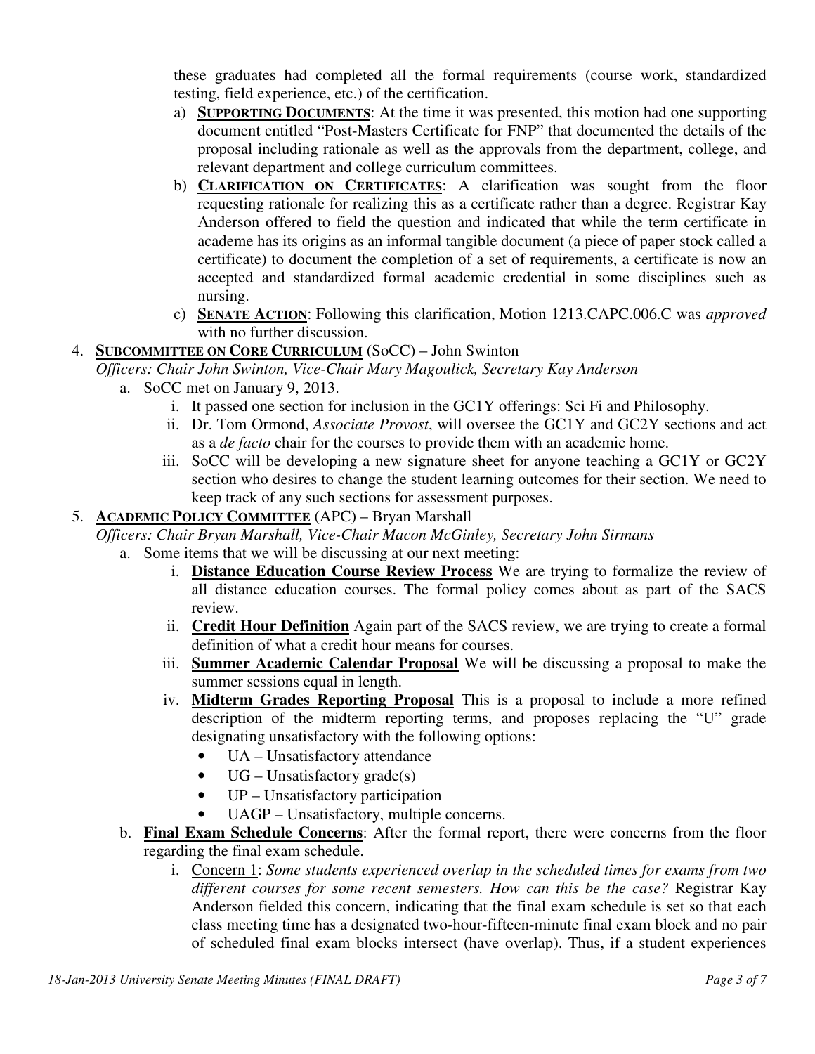these graduates had completed all the formal requirements (course work, standardized testing, field experience, etc.) of the certification.

a) **SUPPORTING DOCUMENTS**: At the time it was presented, this motion had one supporting document entitled "Post-Masters Certificate for FNP" that documented the details of the proposal including rationale as well as the approvals from the department, college, and relevant department and college curriculum committees.

b) **CLARIFICATION ON CERTIFICATES**: A clarification was sought from the floor requesting rationale for realizing this as a certificate rather than a degree. Registrar Kay Anderson offered to field the question and indicated that while the term certificate in academe has its origins as an informal tangible document (a piece of paper stock called a certificate) to document the completion of a set of requirements, a certificate is now an accepted and standardized formal academic credential in some disciplines such as nursing.

c) **SENATE ACTION**: Following this clarification, Motion 1213.CAPC.006.C was *approved* with no further discussion.

4. **SUBCOMMITTEE ON CORE CURRICULUM** (SoCC) – John Swinton

   *Officers: Chair John Swinton, Vice-Chair Mary Magoulick, Secretary Kay Anderson*

   a. SoCC met on January 9, 2013.
      i. It passed one section for inclusion in the GC1Y offerings: Sci Fi and Philosophy.
      ii. Dr. Tom Ormond, *Associate Provost*, will oversee the GC1Y and GC2Y sections and act as a *de facto* chair for the courses to provide them with an academic home.
      iii. SoCC will be developing a new signature sheet for anyone teaching a GC1Y or GC2Y section who desires to change the student learning outcomes for their section. We need to keep track of any such sections for assessment purposes.

5. **ACADEMIC POLICY COMMITTEE** (APC) – Bryan Marshall

   *Officers: Chair Bryan Marshall, Vice-Chair Macon McGinley, Secretary John Sirmans*

   a. Some items that we will be discussing at our next meeting:
      i. **Distance Education Course Review Process** We are trying to formalize the review of all distance education courses. The formal policy comes about as part of the SACS review.
      ii. **Credit Hour Definition** Again part of the SACS review, we are trying to create a formal definition of what a credit hour means for courses.
      iii. **Summer Academic Calendar Proposal** We will be discussing a proposal to make the summer sessions equal in length.
      iv. **Midterm Grades Reporting Proposal** This is a proposal to include a more refined description of the midterm reporting terms, and proposes replacing the "U" grade designating unsatisfactory with the following options:
         - UA – Unsatisfactory attendance
         - UG – Unsatisfactory grade(s)
         - UP – Unsatisfactory participation
         - UAGP – Unsatisfactory, multiple concerns.

   b. **Final Exam Schedule Concerns**: After the formal report, there were concerns from the floor regarding the final exam schedule.
      i. Concern 1: *Some students experienced overlap in the scheduled times for exams from two different courses for some recent semesters. How can this be the case?* Registrar Kay Anderson fielded this concern, indicating that the final exam schedule is set so that each class meeting time has a designated two-hour-fifteen-minute final exam block and no pair of scheduled final exam blocks intersect (have overlap). Thus, if a student experiences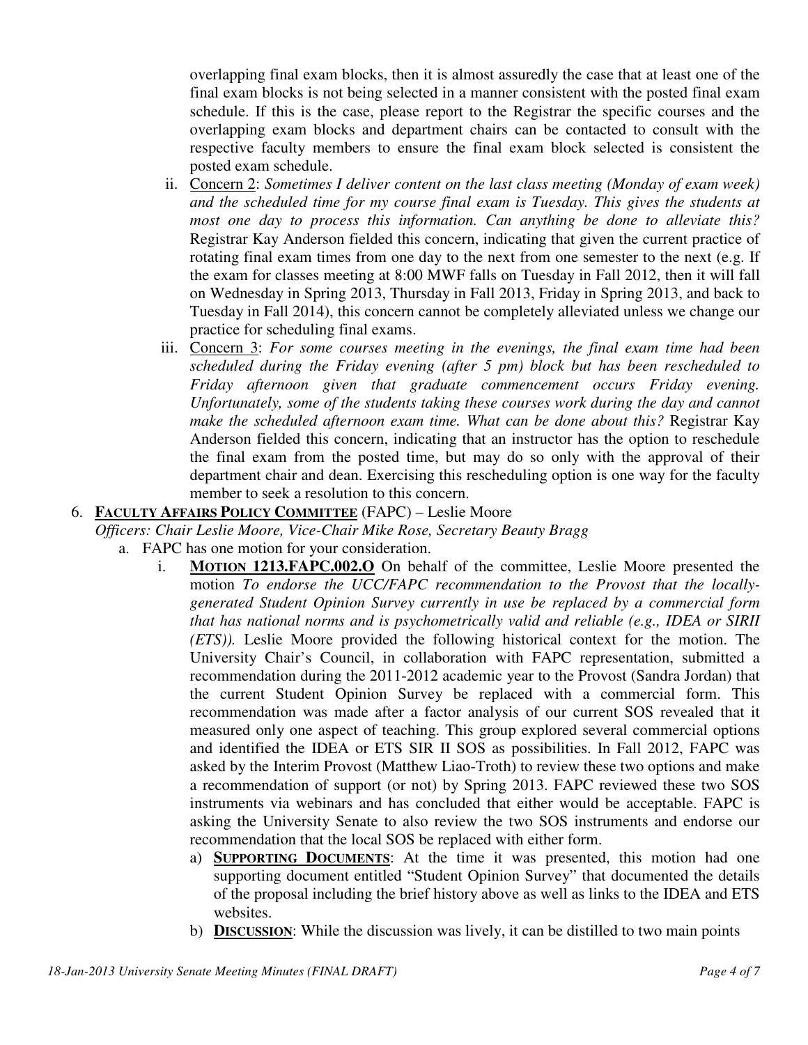overlapping final exam blocks, then it is almost assuredly the case that at least one of the final exam blocks is not being selected in a manner consistent with the posted final exam schedule. If this is the case, please report to the Registrar the specific courses and the overlapping exam blocks and department chairs can be contacted to consult with the respective faculty members to ensure the final exam block selected is consistent the posted exam schedule.

ii. Concern 2: *Sometimes I deliver content on the last class meeting (Monday of exam week) and the scheduled time for my course final exam is Tuesday. This gives the students at most one day to process this information. Can anything be done to alleviate this?* Registrar Kay Anderson fielded this concern, indicating that given the current practice of rotating final exam times from one day to the next from one semester to the next (e.g. If the exam for classes meeting at 8:00 MWF falls on Tuesday in Fall 2012, then it will fall on Wednesday in Spring 2013, Thursday in Fall 2013, Friday in Spring 2013, and back to Tuesday in Fall 2014), this concern cannot be completely alleviated unless we change our practice for scheduling final exams.

iii. Concern 3: *For some courses meeting in the evenings, the final exam time had been scheduled during the Friday evening (after 5 pm) block but has been rescheduled to Friday afternoon given that graduate commencement occurs Friday evening. Unfortunately, some of the students taking these courses work during the day and cannot make the scheduled afternoon exam time. What can be done about this?* Registrar Kay Anderson fielded this concern, indicating that an instructor has the option to reschedule the final exam from the posted time, but may do so only with the approval of their department chair and dean. Exercising this rescheduling option is one way for the faculty member to seek a resolution to this concern.

6. **FACULTY AFFAIRS POLICY COMMITTEE** (FAPC) – Leslie Moore

*Officers: Chair Leslie Moore, Vice-Chair Mike Rose, Secretary Beauty Bragg*

a. FAPC has one motion for your consideration.

i. **MOTION 1213.FAPC.002.O** On behalf of the committee, Leslie Moore presented the motion *To endorse the UCC/FAPC recommendation to the Provost that the locally-generated Student Opinion Survey currently in use be replaced by a commercial form that has national norms and is psychometrically valid and reliable (e.g., IDEA or SIRII (ETS)).* Leslie Moore provided the following historical context for the motion. The University Chair's Council, in collaboration with FAPC representation, submitted a recommendation during the 2011-2012 academic year to the Provost (Sandra Jordan) that the current Student Opinion Survey be replaced with a commercial form. This recommendation was made after a factor analysis of our current SOS revealed that it measured only one aspect of teaching. This group explored several commercial options and identified the IDEA or ETS SIR II SOS as possibilities. In Fall 2012, FAPC was asked by the Interim Provost (Matthew Liao-Troth) to review these two options and make a recommendation of support (or not) by Spring 2013. FAPC reviewed these two SOS instruments via webinars and has concluded that either would be acceptable. FAPC is asking the University Senate to also review the two SOS instruments and endorse our recommendation that the local SOS be replaced with either form.

a) **SUPPORTING DOCUMENTS**: At the time it was presented, this motion had one supporting document entitled "Student Opinion Survey" that documented the details of the proposal including the brief history above as well as links to the IDEA and ETS websites.

b) **DISCUSSION**: While the discussion was lively, it can be distilled to two main points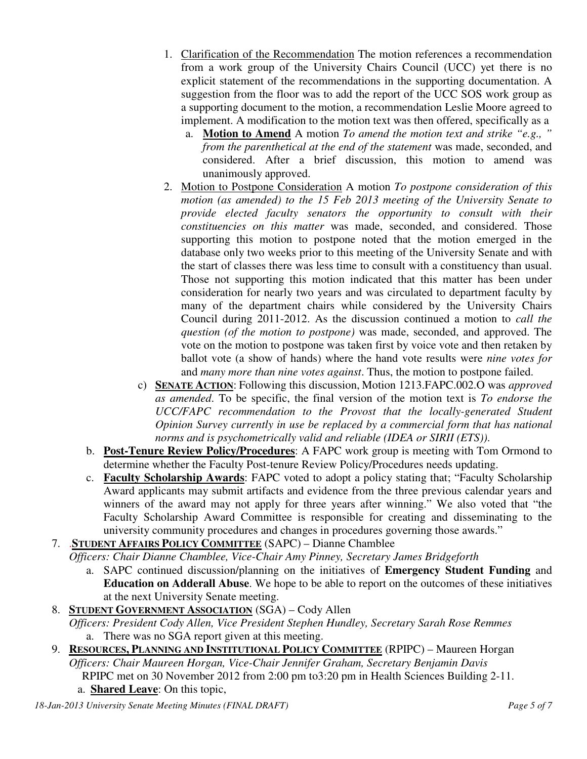1. Clarification of the Recommendation The motion references a recommendation from a work group of the University Chairs Council (UCC) yet there is no explicit statement of the recommendations in the supporting documentation. A suggestion from the floor was to add the report of the UCC SOS work group as a supporting document to the motion, a recommendation Leslie Moore agreed to implement. A modification to the motion text was then offered, specifically as a
   a. **Motion to Amend** A motion *To amend the motion text and strike "e.g., " from the parenthetical at the end of the statement* was made, seconded, and considered. After a brief discussion, this motion to amend was unanimously approved.
2. Motion to Postpone Consideration A motion *To postpone consideration of this motion (as amended) to the 15 Feb 2013 meeting of the University Senate to provide elected faculty senators the opportunity to consult with their constituencies on this matter* was made, seconded, and considered. Those supporting this motion to postpone noted that the motion emerged in the database only two weeks prior to this meeting of the University Senate and with the start of classes there was less time to consult with a constituency than usual. Those not supporting this motion indicated that this matter has been under consideration for nearly two years and was circulated to department faculty by many of the department chairs while considered by the University Chairs Council during 2011-2012. As the discussion continued a motion to *call the question (of the motion to postpone)* was made, seconded, and approved. The vote on the motion to postpone was taken first by voice vote and then retaken by ballot vote (a show of hands) where the hand vote results were *nine votes for* and *many more than nine votes against*. Thus, the motion to postpone failed.

c) **SENATE ACTION**: Following this discussion, Motion 1213.FAPC.002.O was *approved as amended*. To be specific, the final version of the motion text is *To endorse the UCC/FAPC recommendation to the Provost that the locally-generated Student Opinion Survey currently in use be replaced by a commercial form that has national norms and is psychometrically valid and reliable (IDEA or SIRII (ETS)).*

b. **Post-Tenure Review Policy/Procedures**: A FAPC work group is meeting with Tom Ormond to determine whether the Faculty Post-tenure Review Policy/Procedures needs updating.

c. **Faculty Scholarship Awards**: FAPC voted to adopt a policy stating that; "Faculty Scholarship Award applicants may submit artifacts and evidence from the three previous calendar years and winners of the award may not apply for three years after winning." We also voted that "the Faculty Scholarship Award Committee is responsible for creating and disseminating to the university community procedures and changes in procedures governing those awards."

7. .**STUDENT AFFAIRS POLICY COMMITTEE** (SAPC) – Dianne Chamblee
   *Officers: Chair Dianne Chamblee, Vice-Chair Amy Pinney, Secretary James Bridgeforth*
   a. SAPC continued discussion/planning on the initiatives of **Emergency Student Funding** and **Education on Adderall Abuse**. We hope to be able to report on the outcomes of these initiatives at the next University Senate meeting.
8. **STUDENT GOVERNMENT ASSOCIATION** (SGA) – Cody Allen
   *Officers: President Cody Allen, Vice President Stephen Hundley, Secretary Sarah Rose Remmes*
   a. There was no SGA report given at this meeting.
9. **RESOURCES, PLANNING AND INSTITUTIONAL POLICY COMMITTEE** (RPIPC) – Maureen Horgan
   *Officers: Chair Maureen Horgan, Vice-Chair Jennifer Graham, Secretary Benjamin Davis*
   RPIPC met on 30 November 2012 from 2:00 pm to3:20 pm in Health Sciences Building 2-11.
   a. **Shared Leave**: On this topic,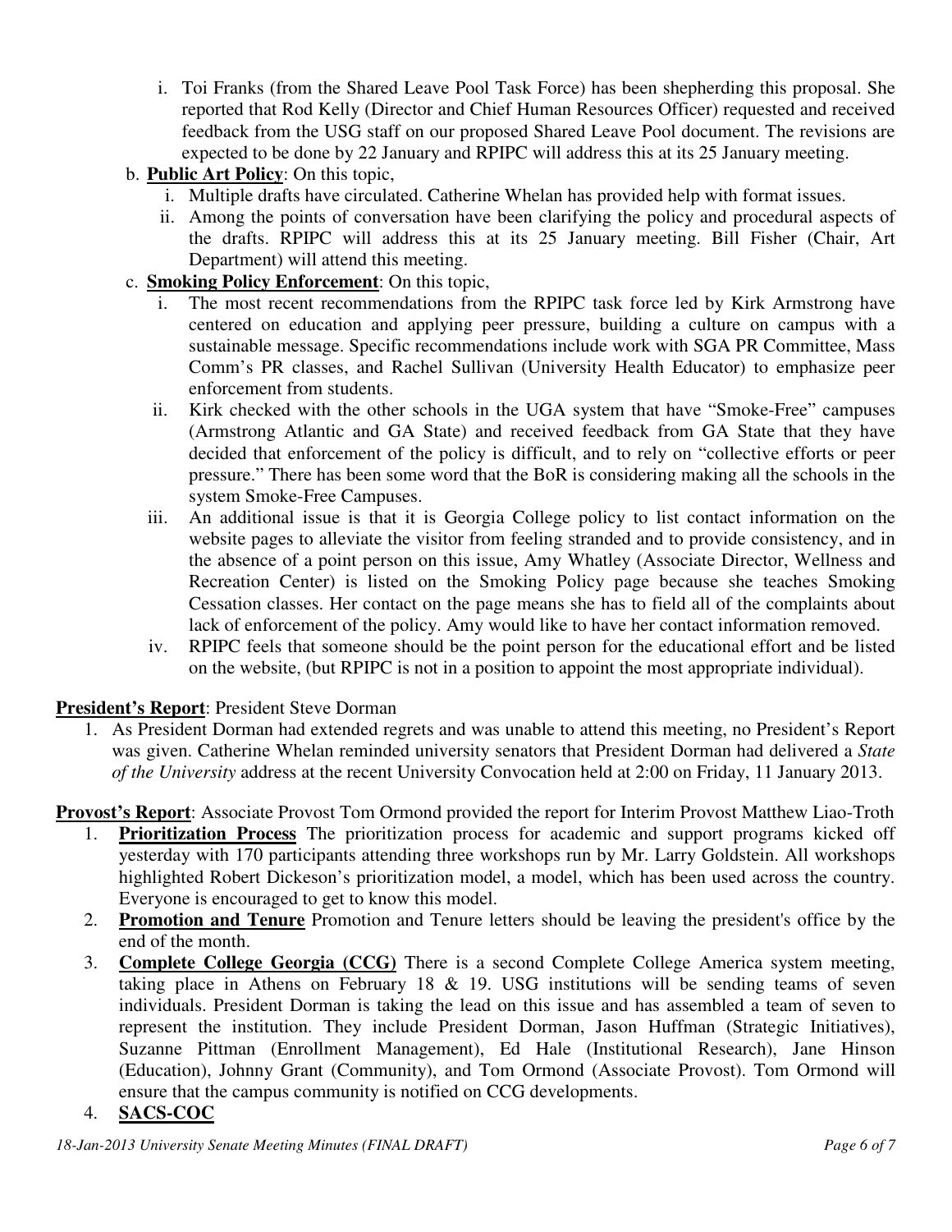i. Toi Franks (from the Shared Leave Pool Task Force) has been shepherding this proposal. She reported that Rod Kelly (Director and Chief Human Resources Officer) requested and received feedback from the USG staff on our proposed Shared Leave Pool document. The revisions are expected to be done by 22 January and RPIPC will address this at its 25 January meeting.

b. **Public Art Policy**: On this topic,
   i. Multiple drafts have circulated. Catherine Whelan has provided help with format issues.
   ii. Among the points of conversation have been clarifying the policy and procedural aspects of the drafts. RPIPC will address this at its 25 January meeting. Bill Fisher (Chair, Art Department) will attend this meeting.

c. **Smoking Policy Enforcement**: On this topic,
   i. The most recent recommendations from the RPIPC task force led by Kirk Armstrong have centered on education and applying peer pressure, building a culture on campus with a sustainable message. Specific recommendations include work with SGA PR Committee, Mass Comm's PR classes, and Rachel Sullivan (University Health Educator) to emphasize peer enforcement from students.
   ii. Kirk checked with the other schools in the UGA system that have "Smoke-Free" campuses (Armstrong Atlantic and GA State) and received feedback from GA State that they have decided that enforcement of the policy is difficult, and to rely on "collective efforts or peer pressure." There has been some word that the BoR is considering making all the schools in the system Smoke-Free Campuses.
   iii. An additional issue is that it is Georgia College policy to list contact information on the website pages to alleviate the visitor from feeling stranded and to provide consistency, and in the absence of a point person on this issue, Amy Whatley (Associate Director, Wellness and Recreation Center) is listed on the Smoking Policy page because she teaches Smoking Cessation classes. Her contact on the page means she has to field all of the complaints about lack of enforcement of the policy. Amy would like to have her contact information removed.
   iv. RPIPC feels that someone should be the point person for the educational effort and be listed on the website, (but RPIPC is not in a position to appoint the most appropriate individual).

**President's Report**: President Steve Dorman

1. As President Dorman had extended regrets and was unable to attend this meeting, no President's Report was given. Catherine Whelan reminded university senators that President Dorman had delivered a *State of the University* address at the recent University Convocation held at 2:00 on Friday, 11 January 2013.

**Provost's Report**: Associate Provost Tom Ormond provided the report for Interim Provost Matthew Liao-Troth

1. **Prioritization Process** The prioritization process for academic and support programs kicked off yesterday with 170 participants attending three workshops run by Mr. Larry Goldstein. All workshops highlighted Robert Dickeson's prioritization model, a model, which has been used across the country. Everyone is encouraged to get to know this model.
2. **Promotion and Tenure** Promotion and Tenure letters should be leaving the president's office by the end of the month.
3. **Complete College Georgia (CCG)** There is a second Complete College America system meeting, taking place in Athens on February 18 & 19. USG institutions will be sending teams of seven individuals. President Dorman is taking the lead on this issue and has assembled a team of seven to represent the institution. They include President Dorman, Jason Huffman (Strategic Initiatives), Suzanne Pittman (Enrollment Management), Ed Hale (Institutional Research), Jane Hinson (Education), Johnny Grant (Community), and Tom Ormond (Associate Provost). Tom Ormond will ensure that the campus community is notified on CCG developments.
4. **SACS-COC**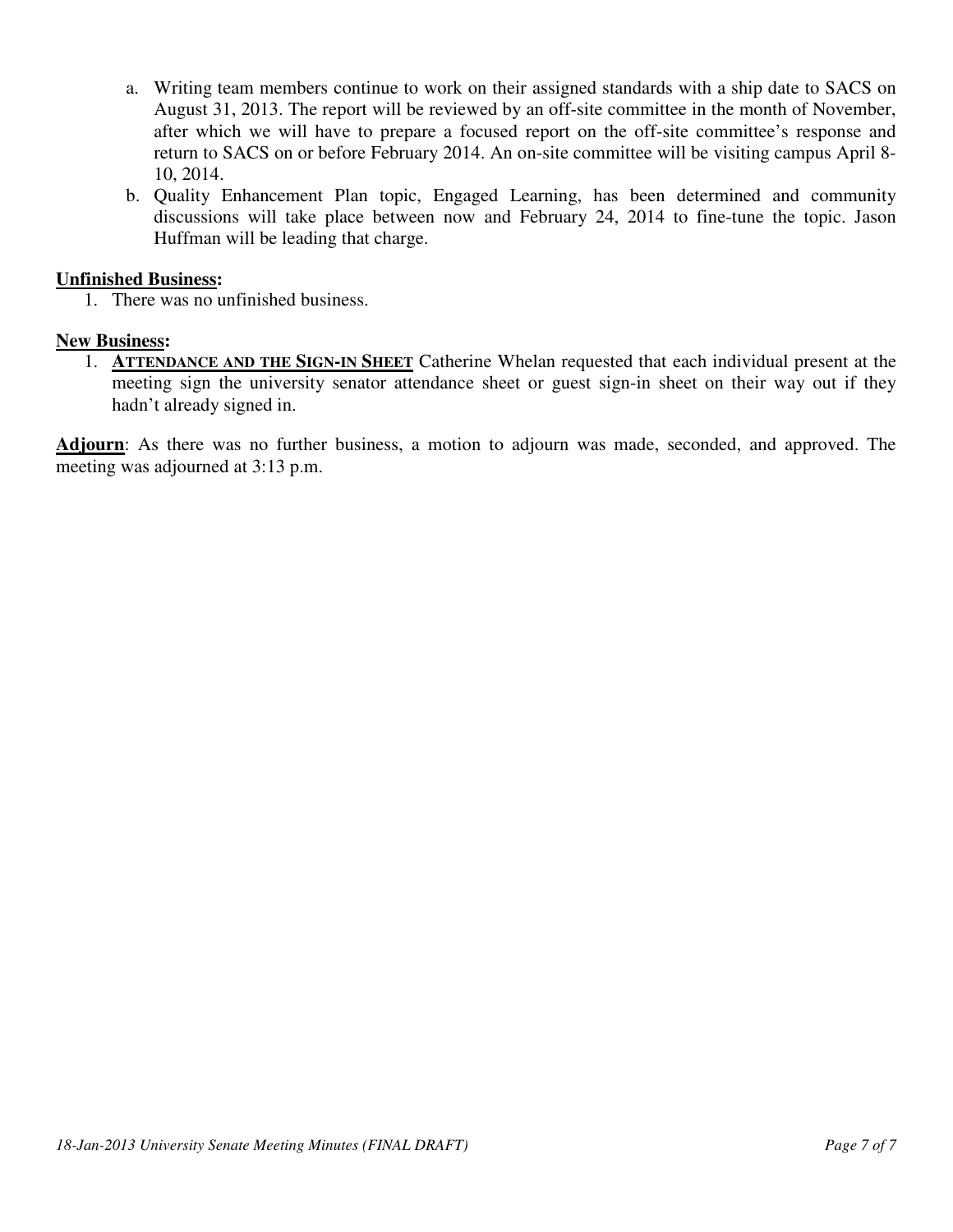a. Writing team members continue to work on their assigned standards with a ship date to SACS on August 31, 2013. The report will be reviewed by an off-site committee in the month of November, after which we will have to prepare a focused report on the off-site committee's response and return to SACS on or before February 2014. An on-site committee will be visiting campus April 8-10, 2014.
b. Quality Enhancement Plan topic, Engaged Learning, has been determined and community discussions will take place between now and February 24, 2014 to fine-tune the topic. Jason Huffman will be leading that charge.

**Unfinished Business:**

1. There was no unfinished business.

**New Business:**

1. **ATTENDANCE AND THE SIGN-IN SHEET** Catherine Whelan requested that each individual present at the meeting sign the university senator attendance sheet or guest sign-in sheet on their way out if they hadn't already signed in.

**Adjourn**: As there was no further business, a motion to adjourn was made, seconded, and approved. The meeting was adjourned at 3:13 p.m.